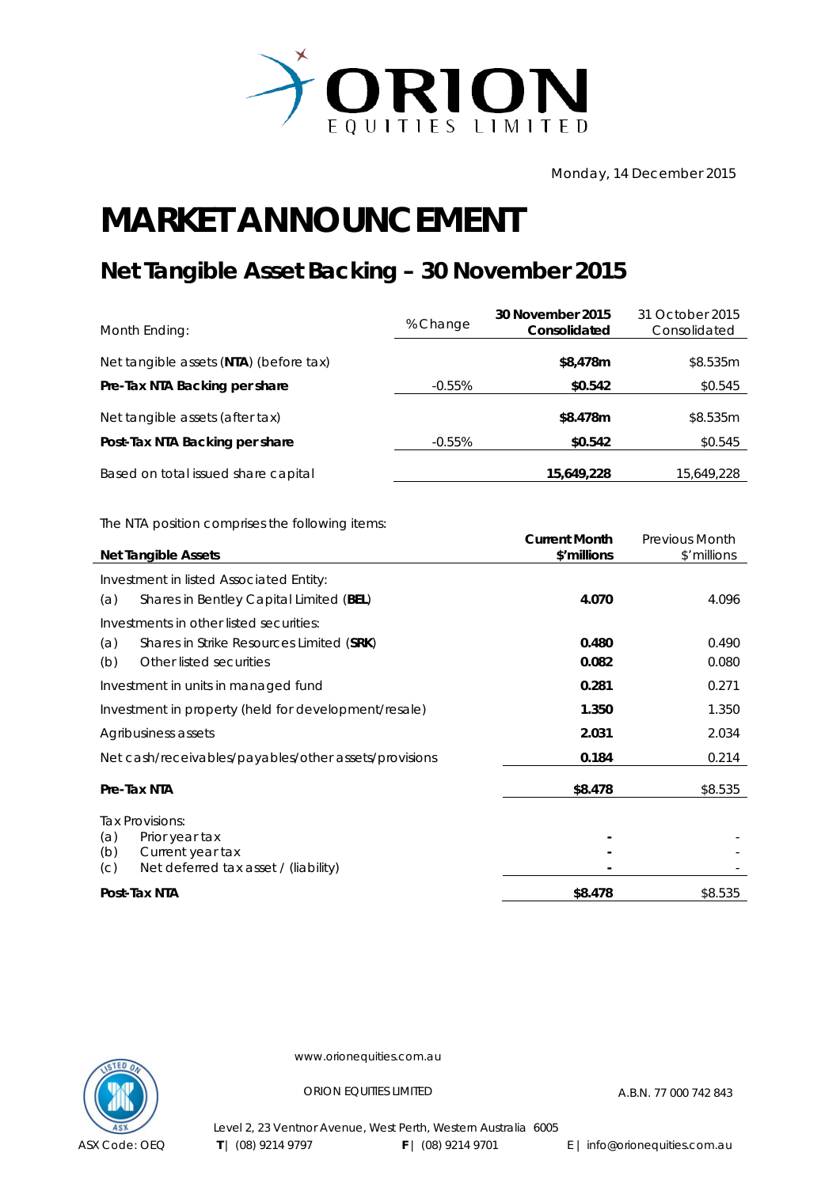ORION EQUITIES LIMITED

Monday, 14 December 2015

# MARKET ANNOUNCEMENT

## Net Tangible Asset Backing – 30 November 2015

| Month Ending: | % Change | 30 November 2015 Consolidated | 31 October 2015 Consolidated |
|---|---|---|---|
| Net tangible assets (**NTA**) (before tax) | | **$8,478m** | $8.535m |
| **Pre-Tax NTA Backing per share** | -0.55% | **$0.542** | $0.545 |
| Net tangible assets (after tax) | | **$8.478m** | $8.535m |
| **Post-Tax NTA Backing per share** | -0.55% | **$0.542** | $0.545 |
| Based on total issued share capital | | **15,649,228** | 15,649,228 |

The NTA position comprises the following items:

| **Net Tangible Assets** | **Current Month $'millions** | Previous Month $'millions |
|---|---|---|
| Investment in listed Associated Entity: | | |
| (a) Shares in Bentley Capital Limited (**BEL**) | **4.070** | 4.096 |
| Investments in other listed securities: | | |
| (a) Shares in Strike Resources Limited (**SRK**) | **0.480** | 0.490 |
| (b) Other listed securities | **0.082** | 0.080 |
| Investment in units in managed fund | **0.281** | 0.271 |
| Investment in property (held for development/resale) | **1.350** | 1.350 |
| Agribusiness assets | **2.031** | 2.034 |
| Net cash/receivables/payables/other assets/provisions | **0.184** | 0.214 |
| **Pre-Tax NTA** | **$8.478** | $8.535 |
| Tax Provisions: | | |
| (a) Prior year tax | **-** | - |
| (b) Current year tax | **-** | - |
| (c) Net deferred tax asset / (liability) | **-** | - |
| **Post-Tax NTA** | **$8.478** | $8.535 |

www.orionequities.com.au

ORION EQUITIES LIMITED

A.B.N. 77 000 742 843

Level 2, 23 Ventnor Avenue, West Perth, Western Australia 6005

ASX Code: OEQ **T** | (08) 9214 9797 **F** | (08) 9214 9701 E | info@orionequities.com.au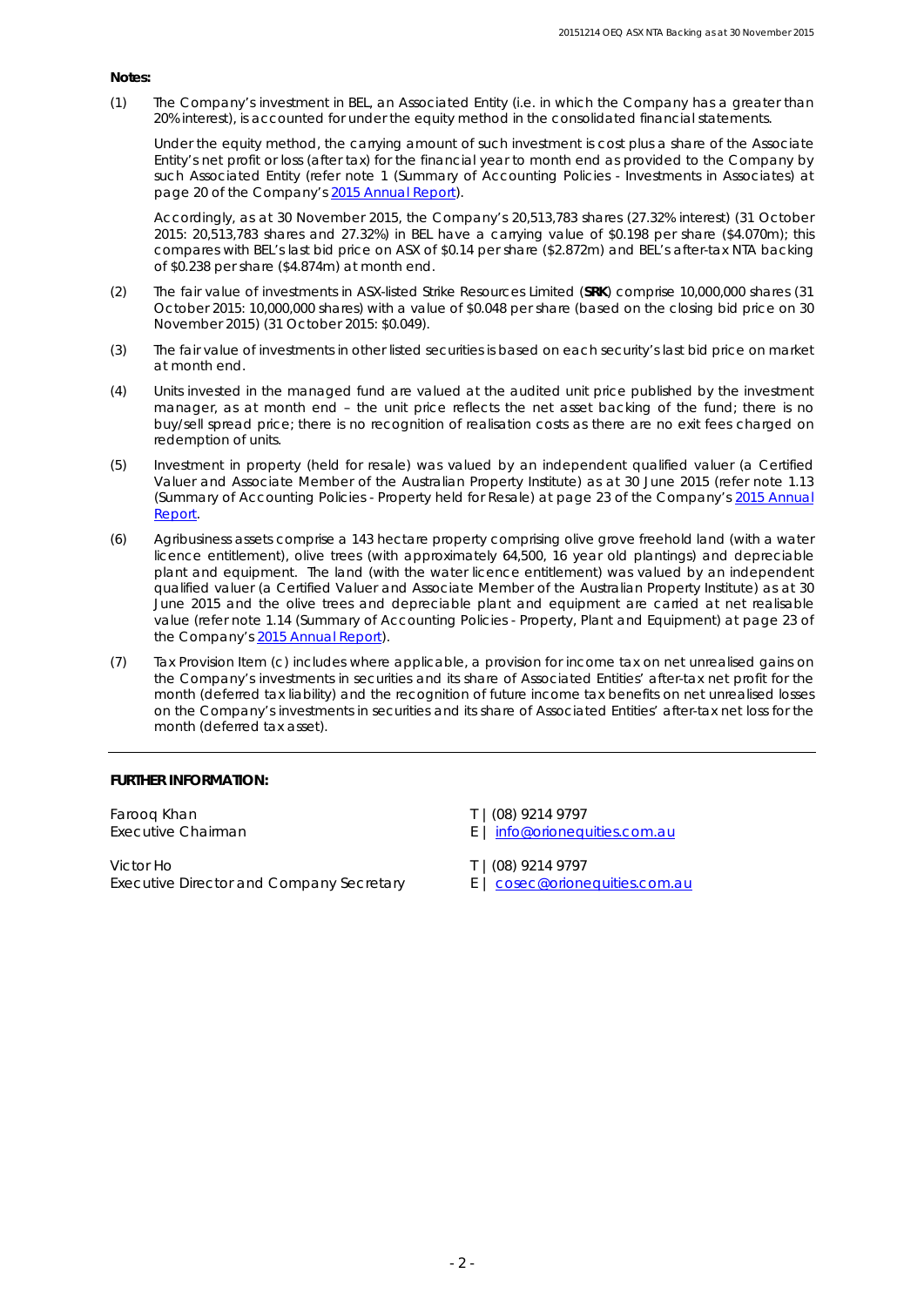**Notes:**

(1) The Company's investment in BEL, an Associated Entity (i.e. in which the Company has a greater than 20% interest), is accounted for under the equity method in the consolidated financial statements.

Under the equity method, the carrying amount of such investment is cost plus a share of the Associate Entity's net profit or loss (after tax) for the financial year to month end as provided to the Company by such Associated Entity (refer note 1 (Summary of Accounting Policies - Investments in Associates) at page 20 of the Company's 2015 Annual Report).

Accordingly, as at 30 November 2015, the Company's 20,513,783 shares (27.32% interest) (31 October 2015: 20,513,783 shares and 27.32%) in BEL have a carrying value of $0.198 per share ($4.070m); this compares with BEL's last bid price on ASX of $0.14 per share ($2.872m) and BEL's after-tax NTA backing of $0.238 per share ($4.874m) at month end.

(2) The fair value of investments in ASX-listed Strike Resources Limited (**SRK**) comprise 10,000,000 shares (31 October 2015: 10,000,000 shares) with a value of $0.048 per share (based on the closing bid price on 30 November 2015) (31 October 2015: $0.049).

(3) The fair value of investments in other listed securities is based on each security's last bid price on market at month end.

(4) Units invested in the managed fund are valued at the audited unit price published by the investment manager, as at month end – the unit price reflects the net asset backing of the fund; there is no buy/sell spread price; there is no recognition of realisation costs as there are no exit fees charged on redemption of units.

(5) Investment in property (held for resale) was valued by an independent qualified valuer (a Certified Valuer and Associate Member of the Australian Property Institute) as at 30 June 2015 (refer note 1.13 (Summary of Accounting Policies - Property held for Resale) at page 23 of the Company's 2015 Annual Report.

(6) Agribusiness assets comprise a 143 hectare property comprising olive grove freehold land (with a water licence entitlement), olive trees (with approximately 64,500, 16 year old plantings) and depreciable plant and equipment. The land (with the water licence entitlement) was valued by an independent qualified valuer (a Certified Valuer and Associate Member of the Australian Property Institute) as at 30 June 2015 and the olive trees and depreciable plant and equipment are carried at net realisable value (refer note 1.14 (Summary of Accounting Policies - Property, Plant and Equipment) at page 23 of the Company's 2015 Annual Report).

(7) Tax Provision Item (c) includes where applicable, a provision for income tax on net unrealised gains on the Company's investments in securities and its share of Associated Entities' after-tax net profit for the month (deferred tax liability) and the recognition of future income tax benefits on net unrealised losses on the Company's investments in securities and its share of Associated Entities' after-tax net loss for the month (deferred tax asset).

---

**FURTHER INFORMATION:**

Farooq Khan
Executive Chairman

T | (08) 9214 9797
E | info@orionequities.com.au

Victor Ho
Executive Director and Company Secretary

T | (08) 9214 9797
E | cosec@orionequities.com.au